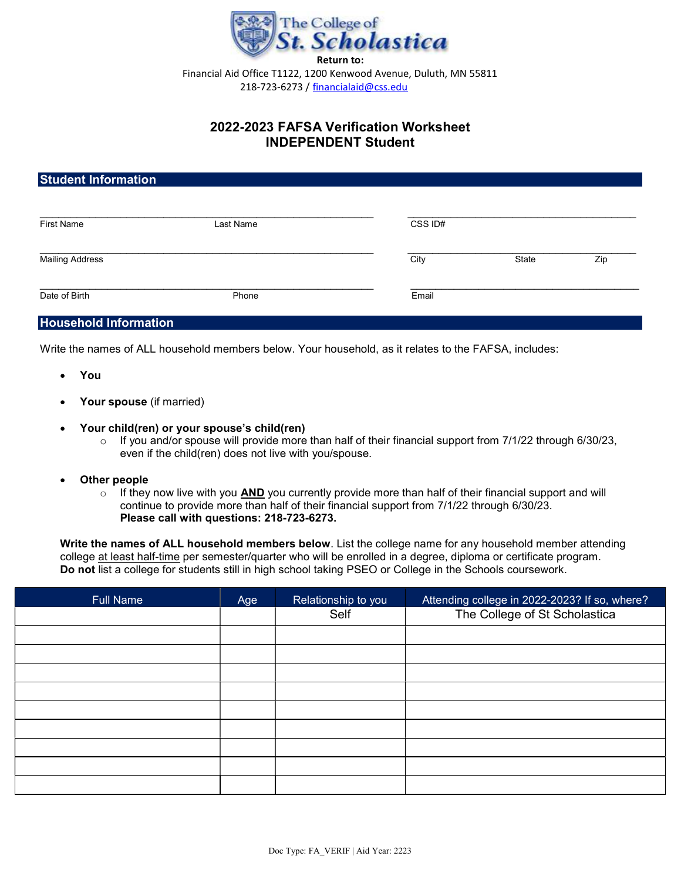The College of St. Scholastica

**Return to:**

Financial Aid Office T1122, 1200 Kenwood Avenue, Duluth, MN 55811

218-723-6273 / financialaid@css.edu

# 2022-2023 FAFSA Verification Worksheet
# INDEPENDENT Student

## Student Information

First Name ______________ Last Name ______________ CSS ID# ______________

Mailing Address ______________ City ______________ State ______ Zip ______

Date of Birth ______________ Phone ______________ Email ______________

## Household Information

Write the names of ALL household members below. Your household, as it relates to the FAFSA, includes:

- **You**
- **Your spouse** (if married)
- **Your child(ren) or your spouse's child(ren)**
  - If you and/or spouse will provide more than half of their financial support from 7/1/22 through 6/30/23, even if the child(ren) does not live with you/spouse.
- **Other people**
  - If they now live with you **AND** you currently provide more than half of their financial support and will continue to provide more than half of their financial support from 7/1/22 through 6/30/23. **Please call with questions: 218-723-6273.**

**Write the names of ALL household members below**. List the college name for any household member attending college at least half-time per semester/quarter who will be enrolled in a degree, diploma or certificate program. **Do not** list a college for students still in high school taking PSEO or College in the Schools coursework.

| Full Name | Age | Relationship to you | Attending college in 2022-2023? If so, where? |
|---|---|---|---|
| | | Self | The College of St Scholastica |
| | | | |
| | | | |
| | | | |
| | | | |
| | | | |
| | | | |
| | | | |
| | | | |
| | | | |

Doc Type: FA_VERIF | Aid Year: 2223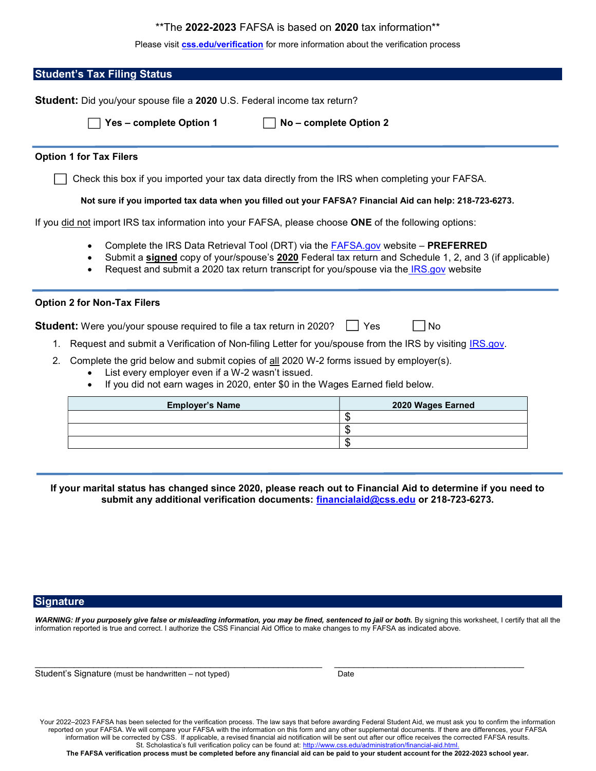**The **2022-2023** FAFSA is based on **2020** tax information**

Please visit **css.edu/verification** for more information about the verification process

## Student's Tax Filing Status

**Student:** Did you/your spouse file a **2020** U.S. Federal income tax return?

☐ **Yes – complete Option 1** ☐ **No – complete Option 2**

### Option 1 for Tax Filers

☐ Check this box if you imported your tax data directly from the IRS when completing your FAFSA.

**Not sure if you imported tax data when you filled out your FAFSA? Financial Aid can help: 218-723-6273.**

If you <u>did not</u> import IRS tax information into your FAFSA, please choose **ONE** of the following options:

- Complete the IRS Data Retrieval Tool (DRT) via the FAFSA.gov website – **PREFERRED**
- Submit a **<u>signed</u>** copy of your/spouse's **<u>2020</u>** Federal tax return and Schedule 1, 2, and 3 (if applicable)
- Request and submit a 2020 tax return transcript for you/spouse via the IRS.gov website

### Option 2 for Non-Tax Filers

**Student:** Were you/your spouse required to file a tax return in 2020? ☐ Yes ☐ No

1. Request and submit a Verification of Non-filing Letter for you/spouse from the IRS by visiting IRS.gov.
2. Complete the grid below and submit copies of <u>all</u> 2020 W-2 forms issued by employer(s).
   - List every employer even if a W-2 wasn't issued.
   - If you did not earn wages in 2020, enter $0 in the Wages Earned field below.

| Employer's Name | 2020 Wages Earned |
|---|---|
| | $ |
| | $ |
| | $ |

**If your marital status has changed since 2020, please reach out to Financial Aid to determine if you need to submit any additional verification documents: financialaid@css.edu or 218-723-6273.**

## Signature

***WARNING: If you purposely give false or misleading information, you may be fined, sentenced to jail or both.*** By signing this worksheet, I certify that all the information reported is true and correct. I authorize the CSS Financial Aid Office to make changes to my FAFSA as indicated above.

\_\_\_\_\_\_\_\_\_\_\_\_\_\_\_\_\_\_\_\_\_\_\_\_\_\_\_\_\_\_\_\_\_\_\_\_\_\_\_\_ \_\_\_\_\_\_\_\_\_\_\_\_\_\_\_\_\_\_\_\_\_\_\_\_\_\_\_\_\_\_

Student's Signature (must be handwritten – not typed) Date

Your 2022–2023 FAFSA has been selected for the verification process. The law says that before awarding Federal Student Aid, we must ask you to confirm the information reported on your FAFSA. We will compare your FAFSA with the information on this form and any other supplemental documents. If there are differences, your FAFSA information will be corrected by CSS. If applicable, a revised financial aid notification will be sent out after our office receives the corrected FAFSA results. St. Scholastica's full verification policy can be found at: http://www.css.edu/administration/financial-aid.html.

**The FAFSA verification process must be completed before any financial aid can be paid to your student account for the 2022-2023 school year.**